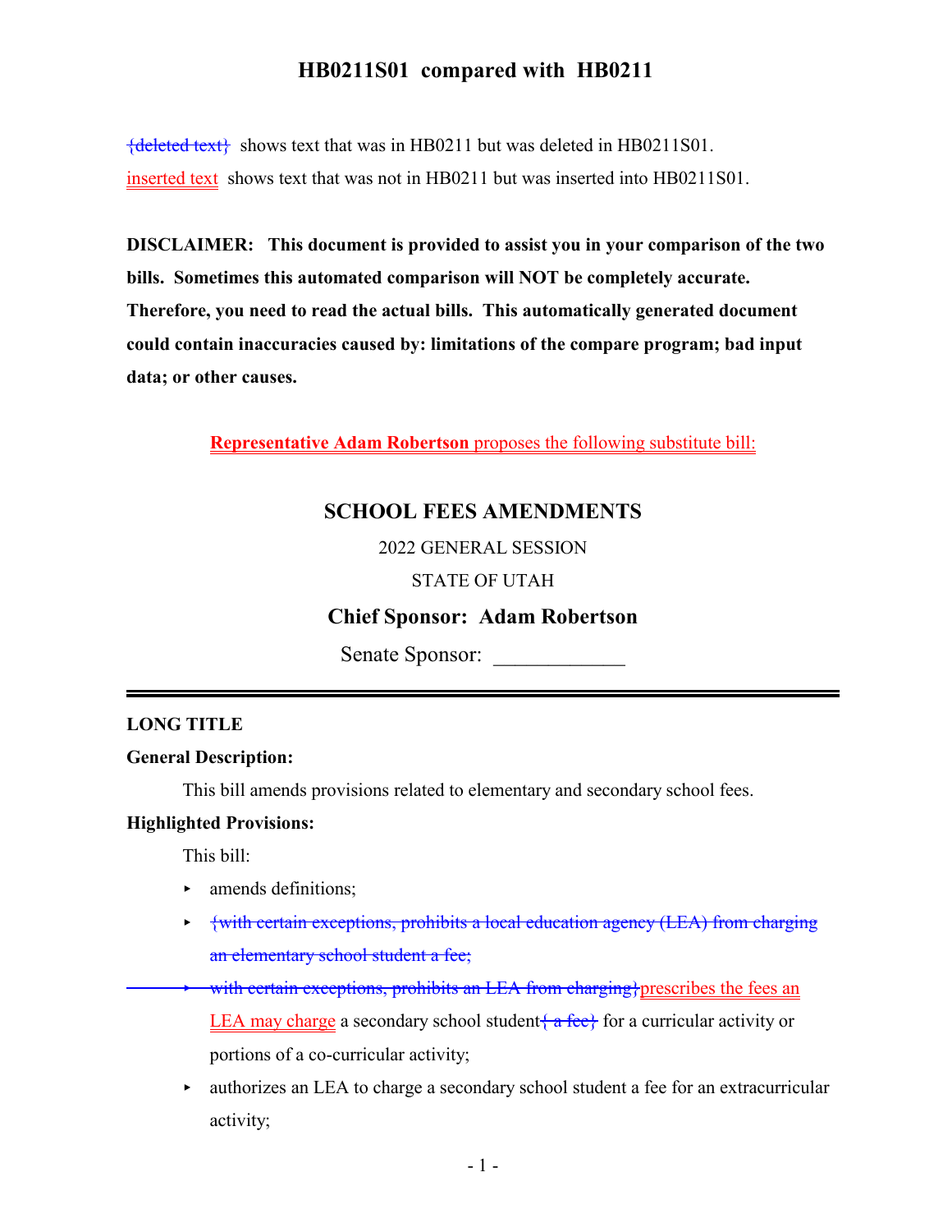# HB0211S01 compared with HB0211

{deleted text} shows text that was in HB0211 but was deleted in HB0211S01.

inserted text shows text that was not in HB0211 but was inserted into HB0211S01.

**DISCLAIMER: This document is provided to assist you in your comparison of the two bills. Sometimes this automated comparison will NOT be completely accurate. Therefore, you need to read the actual bills. This automatically generated document could contain inaccuracies caused by: limitations of the compare program; bad input data; or other causes.**

**Representative Adam Robertson** proposes the following substitute bill:

## SCHOOL FEES AMENDMENTS

2022 GENERAL SESSION

STATE OF UTAH

**Chief Sponsor: Adam Robertson**

Senate Sponsor: ____________

---

**LONG TITLE**

**General Description:**

This bill amends provisions related to elementary and secondary school fees.

**Highlighted Provisions:**

This bill:

- amends definitions;
- {with certain exceptions, prohibits a local education agency (LEA) from charging an elementary school student a fee;
- with certain exceptions, prohibits an LEA from charging}prescribes the fees an LEA may charge a secondary school student{ a fee} for a curricular activity or portions of a co-curricular activity;
- authorizes an LEA to charge a secondary school student a fee for an extracurricular activity;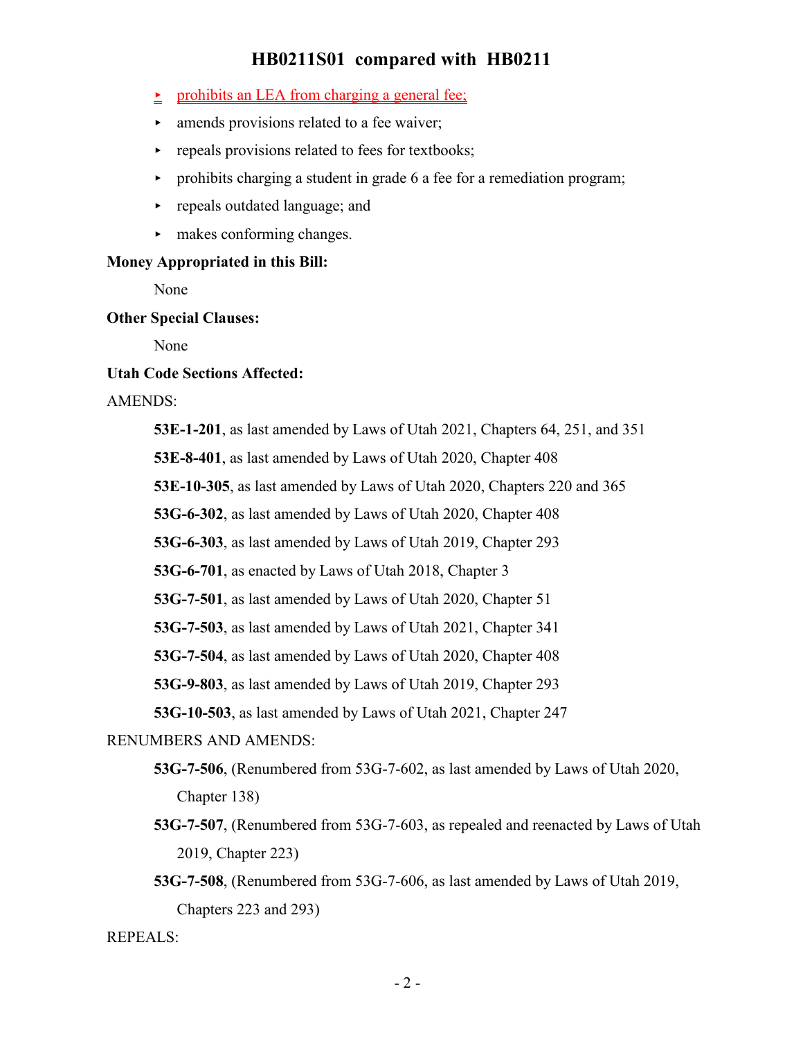- prohibits an LEA from charging a general fee;
- amends provisions related to a fee waiver;
- repeals provisions related to fees for textbooks;
- prohibits charging a student in grade 6 a fee for a remediation program;
- repeals outdated language; and
- makes conforming changes.

**Money Appropriated in this Bill:**

None

**Other Special Clauses:**

None

**Utah Code Sections Affected:**

AMENDS:

**53E-1-201**, as last amended by Laws of Utah 2021, Chapters 64, 251, and 351

**53E-8-401**, as last amended by Laws of Utah 2020, Chapter 408

**53E-10-305**, as last amended by Laws of Utah 2020, Chapters 220 and 365

**53G-6-302**, as last amended by Laws of Utah 2020, Chapter 408

**53G-6-303**, as last amended by Laws of Utah 2019, Chapter 293

**53G-6-701**, as enacted by Laws of Utah 2018, Chapter 3

**53G-7-501**, as last amended by Laws of Utah 2020, Chapter 51

**53G-7-503**, as last amended by Laws of Utah 2021, Chapter 341

**53G-7-504**, as last amended by Laws of Utah 2020, Chapter 408

**53G-9-803**, as last amended by Laws of Utah 2019, Chapter 293

**53G-10-503**, as last amended by Laws of Utah 2021, Chapter 247

RENUMBERS AND AMENDS:

**53G-7-506**, (Renumbered from 53G-7-602, as last amended by Laws of Utah 2020, Chapter 138)

**53G-7-507**, (Renumbered from 53G-7-603, as repealed and reenacted by Laws of Utah 2019, Chapter 223)

**53G-7-508**, (Renumbered from 53G-7-606, as last amended by Laws of Utah 2019, Chapters 223 and 293)

REPEALS: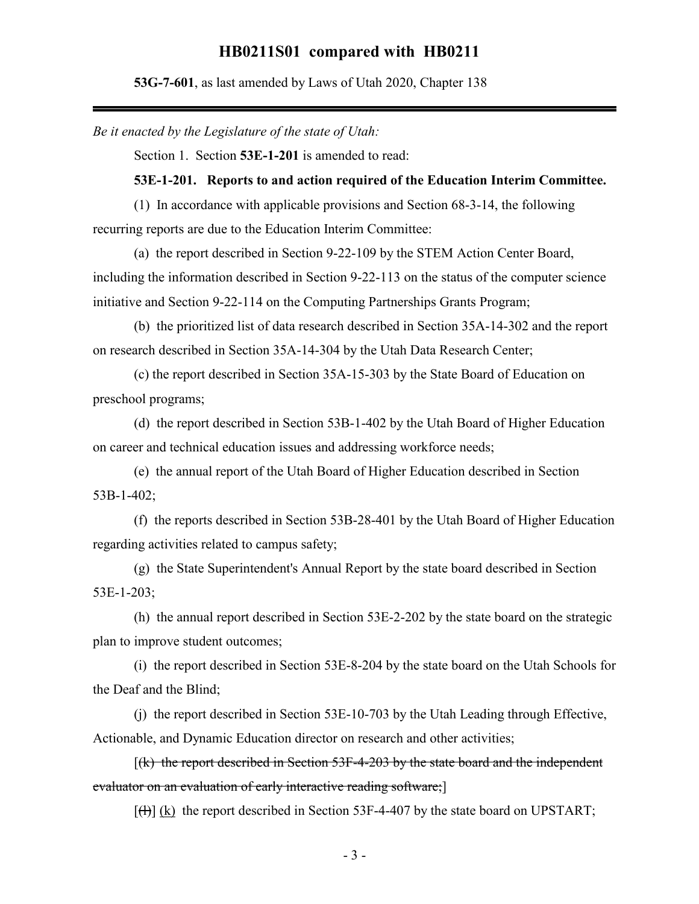53G-7-601, as last amended by Laws of Utah 2020, Chapter 138

---

*Be it enacted by the Legislature of the state of Utah:*

Section 1. Section **53E-1-201** is amended to read:

**53E-1-201. Reports to and action required of the Education Interim Committee.**

(1) In accordance with applicable provisions and Section 68-3-14, the following recurring reports are due to the Education Interim Committee:

(a) the report described in Section 9-22-109 by the STEM Action Center Board, including the information described in Section 9-22-113 on the status of the computer science initiative and Section 9-22-114 on the Computing Partnerships Grants Program;

(b) the prioritized list of data research described in Section 35A-14-302 and the report on research described in Section 35A-14-304 by the Utah Data Research Center;

(c) the report described in Section 35A-15-303 by the State Board of Education on preschool programs;

(d) the report described in Section 53B-1-402 by the Utah Board of Higher Education on career and technical education issues and addressing workforce needs;

(e) the annual report of the Utah Board of Higher Education described in Section 53B-1-402;

(f) the reports described in Section 53B-28-401 by the Utah Board of Higher Education regarding activities related to campus safety;

(g) the State Superintendent's Annual Report by the state board described in Section 53E-1-203;

(h) the annual report described in Section 53E-2-202 by the state board on the strategic plan to improve student outcomes;

(i) the report described in Section 53E-8-204 by the state board on the Utah Schools for the Deaf and the Blind;

(j) the report described in Section 53E-10-703 by the Utah Leading through Effective, Actionable, and Dynamic Education director on research and other activities;

[~~(k) the report described in Section 53F-4-203 by the state board and the independent evaluator on an evaluation of early interactive reading software;~~]

[~~(l)~~] <u>(k)</u> the report described in Section 53F-4-407 by the state board on UPSTART;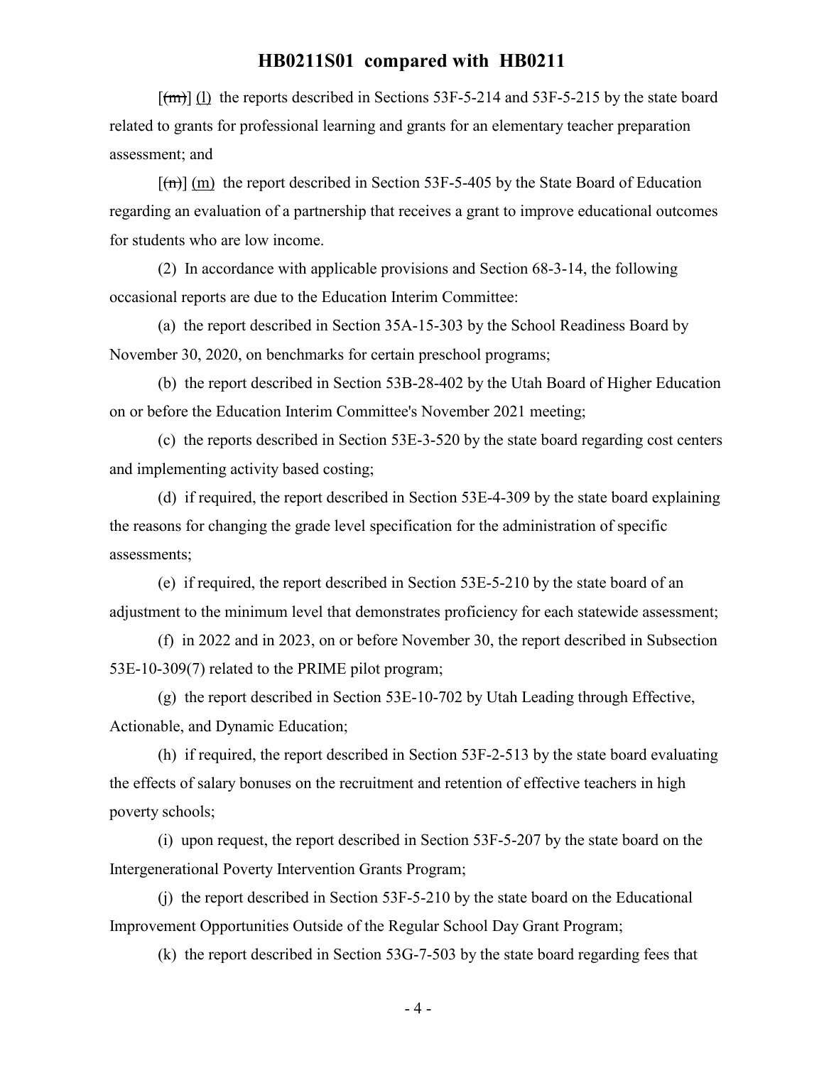[~~(m)~~] (l) the reports described in Sections 53F-5-214 and 53F-5-215 by the state board related to grants for professional learning and grants for an elementary teacher preparation assessment; and

[~~(n)~~] (m) the report described in Section 53F-5-405 by the State Board of Education regarding an evaluation of a partnership that receives a grant to improve educational outcomes for students who are low income.

(2) In accordance with applicable provisions and Section 68-3-14, the following occasional reports are due to the Education Interim Committee:

(a) the report described in Section 35A-15-303 by the School Readiness Board by November 30, 2020, on benchmarks for certain preschool programs;

(b) the report described in Section 53B-28-402 by the Utah Board of Higher Education on or before the Education Interim Committee's November 2021 meeting;

(c) the reports described in Section 53E-3-520 by the state board regarding cost centers and implementing activity based costing;

(d) if required, the report described in Section 53E-4-309 by the state board explaining the reasons for changing the grade level specification for the administration of specific assessments;

(e) if required, the report described in Section 53E-5-210 by the state board of an adjustment to the minimum level that demonstrates proficiency for each statewide assessment;

(f) in 2022 and in 2023, on or before November 30, the report described in Subsection 53E-10-309(7) related to the PRIME pilot program;

(g) the report described in Section 53E-10-702 by Utah Leading through Effective, Actionable, and Dynamic Education;

(h) if required, the report described in Section 53F-2-513 by the state board evaluating the effects of salary bonuses on the recruitment and retention of effective teachers in high poverty schools;

(i) upon request, the report described in Section 53F-5-207 by the state board on the Intergenerational Poverty Intervention Grants Program;

(j) the report described in Section 53F-5-210 by the state board on the Educational Improvement Opportunities Outside of the Regular School Day Grant Program;

(k) the report described in Section 53G-7-503 by the state board regarding fees that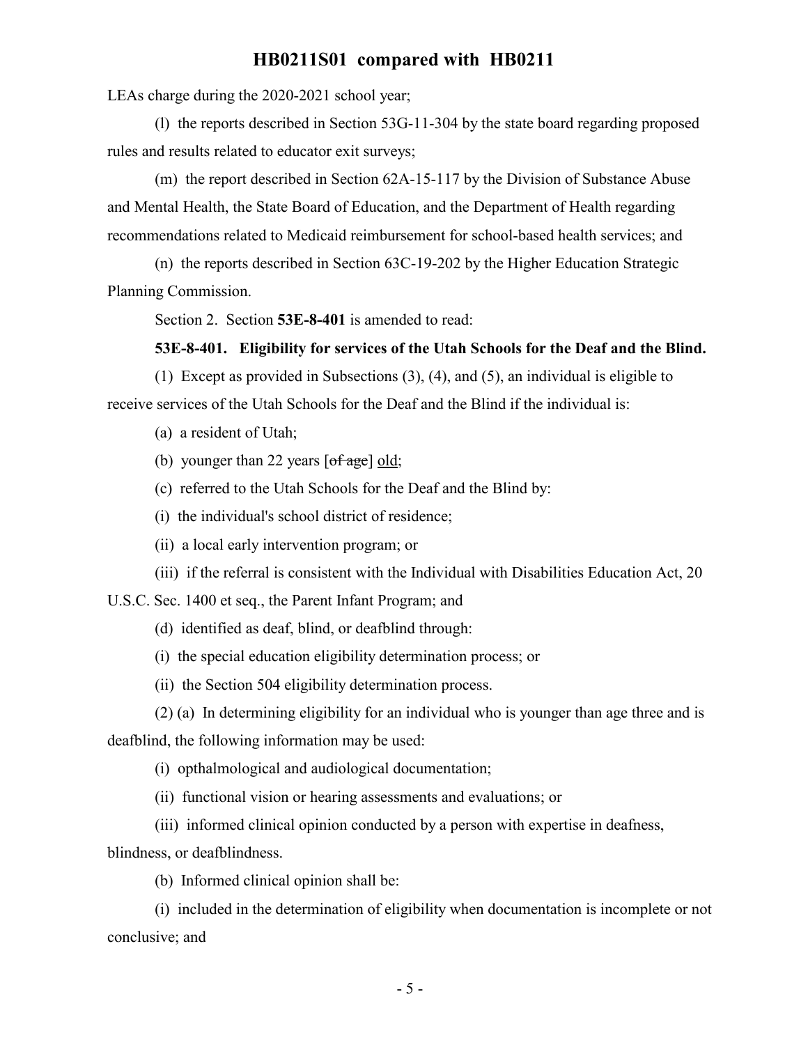LEAs charge during the 2020-2021 school year;

(l) the reports described in Section 53G-11-304 by the state board regarding proposed rules and results related to educator exit surveys;

(m) the report described in Section 62A-15-117 by the Division of Substance Abuse and Mental Health, the State Board of Education, and the Department of Health regarding recommendations related to Medicaid reimbursement for school-based health services; and

(n) the reports described in Section 63C-19-202 by the Higher Education Strategic Planning Commission.

Section 2. Section **53E-8-401** is amended to read:

**53E-8-401. Eligibility for services of the Utah Schools for the Deaf and the Blind.**

(1) Except as provided in Subsections (3), (4), and (5), an individual is eligible to receive services of the Utah Schools for the Deaf and the Blind if the individual is:

(a) a resident of Utah;

(b) younger than 22 years [~~of age~~] old;

(c) referred to the Utah Schools for the Deaf and the Blind by:

(i) the individual's school district of residence;

(ii) a local early intervention program; or

(iii) if the referral is consistent with the Individual with Disabilities Education Act, 20 U.S.C. Sec. 1400 et seq., the Parent Infant Program; and

(d) identified as deaf, blind, or deafblind through:

(i) the special education eligibility determination process; or

(ii) the Section 504 eligibility determination process.

(2) (a) In determining eligibility for an individual who is younger than age three and is deafblind, the following information may be used:

(i) opthalmological and audiological documentation;

(ii) functional vision or hearing assessments and evaluations; or

(iii) informed clinical opinion conducted by a person with expertise in deafness, blindness, or deafblindness.

(b) Informed clinical opinion shall be:

(i) included in the determination of eligibility when documentation is incomplete or not conclusive; and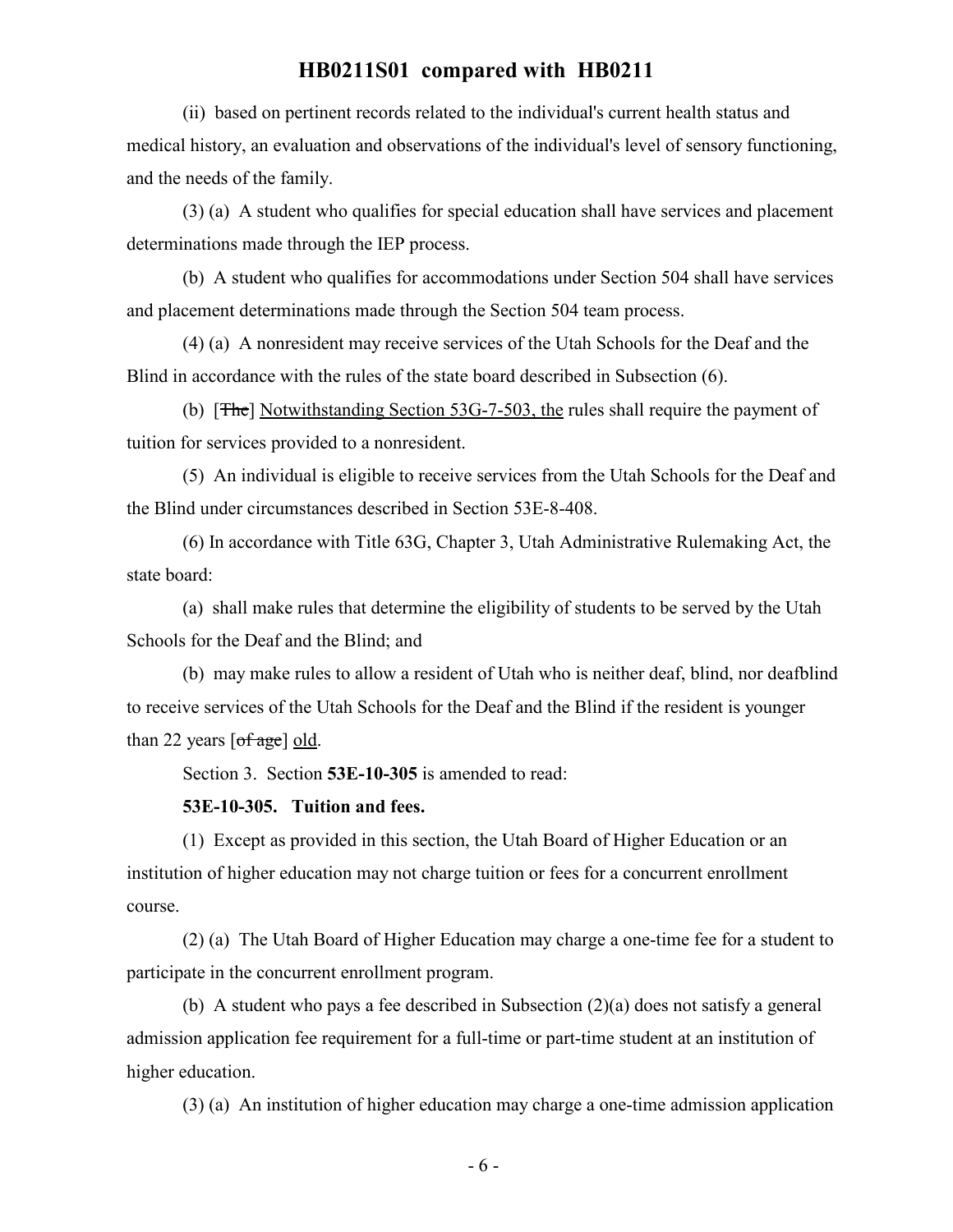(ii) based on pertinent records related to the individual's current health status and medical history, an evaluation and observations of the individual's level of sensory functioning, and the needs of the family.

(3) (a) A student who qualifies for special education shall have services and placement determinations made through the IEP process.

(b) A student who qualifies for accommodations under Section 504 shall have services and placement determinations made through the Section 504 team process.

(4) (a) A nonresident may receive services of the Utah Schools for the Deaf and the Blind in accordance with the rules of the state board described in Subsection (6).

(b) [~~The~~] Notwithstanding Section 53G-7-503, the rules shall require the payment of tuition for services provided to a nonresident.

(5) An individual is eligible to receive services from the Utah Schools for the Deaf and the Blind under circumstances described in Section 53E-8-408.

(6) In accordance with Title 63G, Chapter 3, Utah Administrative Rulemaking Act, the state board:

(a) shall make rules that determine the eligibility of students to be served by the Utah Schools for the Deaf and the Blind; and

(b) may make rules to allow a resident of Utah who is neither deaf, blind, nor deafblind to receive services of the Utah Schools for the Deaf and the Blind if the resident is younger than 22 years [~~of age~~] old.

Section 3. Section **53E-10-305** is amended to read:

**53E-10-305. Tuition and fees.**

(1) Except as provided in this section, the Utah Board of Higher Education or an institution of higher education may not charge tuition or fees for a concurrent enrollment course.

(2) (a) The Utah Board of Higher Education may charge a one-time fee for a student to participate in the concurrent enrollment program.

(b) A student who pays a fee described in Subsection (2)(a) does not satisfy a general admission application fee requirement for a full-time or part-time student at an institution of higher education.

(3) (a) An institution of higher education may charge a one-time admission application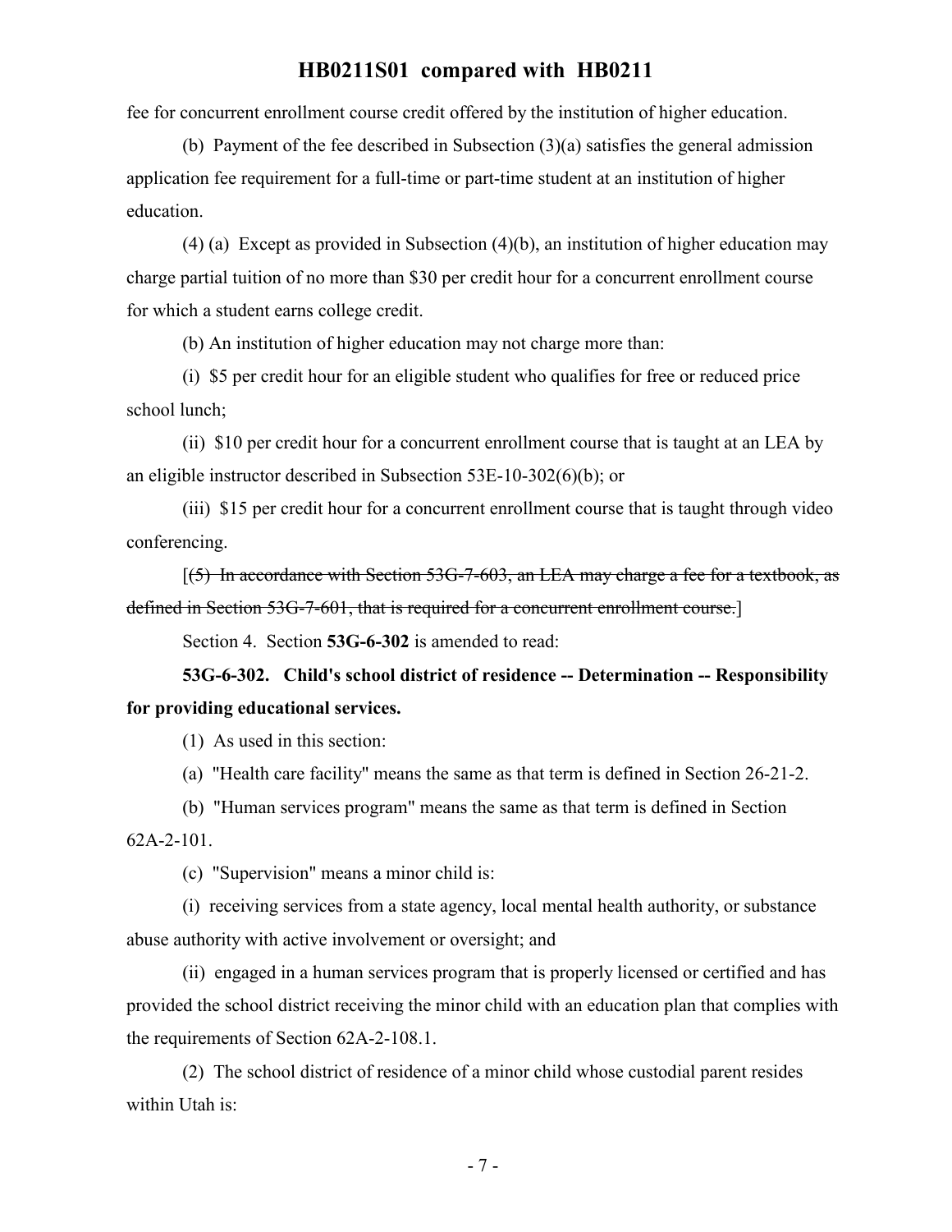fee for concurrent enrollment course credit offered by the institution of higher education.

(b) Payment of the fee described in Subsection (3)(a) satisfies the general admission application fee requirement for a full-time or part-time student at an institution of higher education.

(4) (a) Except as provided in Subsection (4)(b), an institution of higher education may charge partial tuition of no more than $30 per credit hour for a concurrent enrollment course for which a student earns college credit.

(b) An institution of higher education may not charge more than:

(i) $5 per credit hour for an eligible student who qualifies for free or reduced price school lunch;

(ii) $10 per credit hour for a concurrent enrollment course that is taught at an LEA by an eligible instructor described in Subsection 53E-10-302(6)(b); or

(iii) $15 per credit hour for a concurrent enrollment course that is taught through video conferencing.

[~~(5) In accordance with Section 53G-7-603, an LEA may charge a fee for a textbook, as defined in Section 53G-7-601, that is required for a concurrent enrollment course.~~]

Section 4. Section **53G-6-302** is amended to read:

**53G-6-302. Child's school district of residence -- Determination -- Responsibility for providing educational services.**

(1) As used in this section:

(a) "Health care facility" means the same as that term is defined in Section 26-21-2.

(b) "Human services program" means the same as that term is defined in Section 62A-2-101.

(c) "Supervision" means a minor child is:

(i) receiving services from a state agency, local mental health authority, or substance abuse authority with active involvement or oversight; and

(ii) engaged in a human services program that is properly licensed or certified and has provided the school district receiving the minor child with an education plan that complies with the requirements of Section 62A-2-108.1.

(2) The school district of residence of a minor child whose custodial parent resides within Utah is: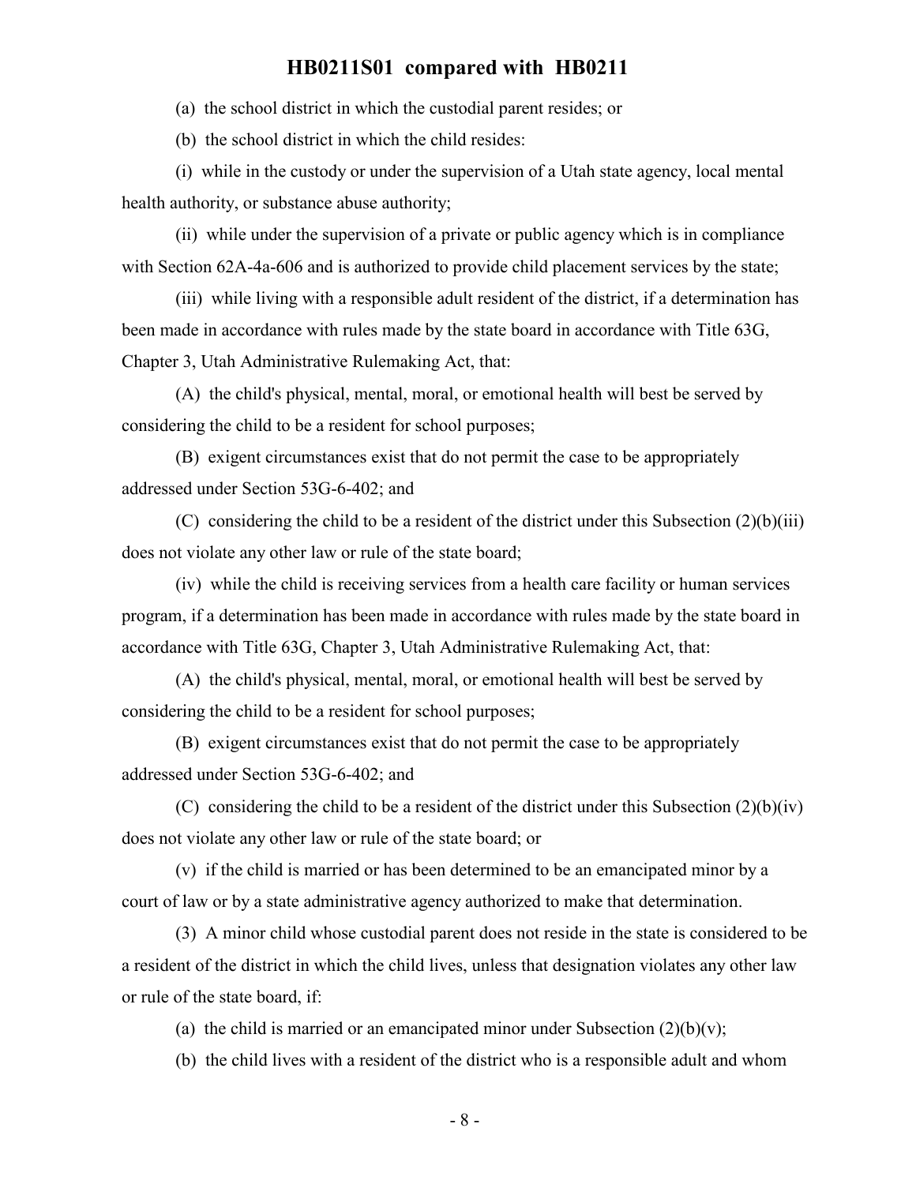(a) the school district in which the custodial parent resides; or

(b) the school district in which the child resides:

(i) while in the custody or under the supervision of a Utah state agency, local mental health authority, or substance abuse authority;

(ii) while under the supervision of a private or public agency which is in compliance with Section 62A-4a-606 and is authorized to provide child placement services by the state;

(iii) while living with a responsible adult resident of the district, if a determination has been made in accordance with rules made by the state board in accordance with Title 63G, Chapter 3, Utah Administrative Rulemaking Act, that:

(A) the child's physical, mental, moral, or emotional health will best be served by considering the child to be a resident for school purposes;

(B) exigent circumstances exist that do not permit the case to be appropriately addressed under Section 53G-6-402; and

(C) considering the child to be a resident of the district under this Subsection (2)(b)(iii) does not violate any other law or rule of the state board;

(iv) while the child is receiving services from a health care facility or human services program, if a determination has been made in accordance with rules made by the state board in accordance with Title 63G, Chapter 3, Utah Administrative Rulemaking Act, that:

(A) the child's physical, mental, moral, or emotional health will best be served by considering the child to be a resident for school purposes;

(B) exigent circumstances exist that do not permit the case to be appropriately addressed under Section 53G-6-402; and

(C) considering the child to be a resident of the district under this Subsection (2)(b)(iv) does not violate any other law or rule of the state board; or

(v) if the child is married or has been determined to be an emancipated minor by a court of law or by a state administrative agency authorized to make that determination.

(3) A minor child whose custodial parent does not reside in the state is considered to be a resident of the district in which the child lives, unless that designation violates any other law or rule of the state board, if:

(a) the child is married or an emancipated minor under Subsection (2)(b)(v);

(b) the child lives with a resident of the district who is a responsible adult and whom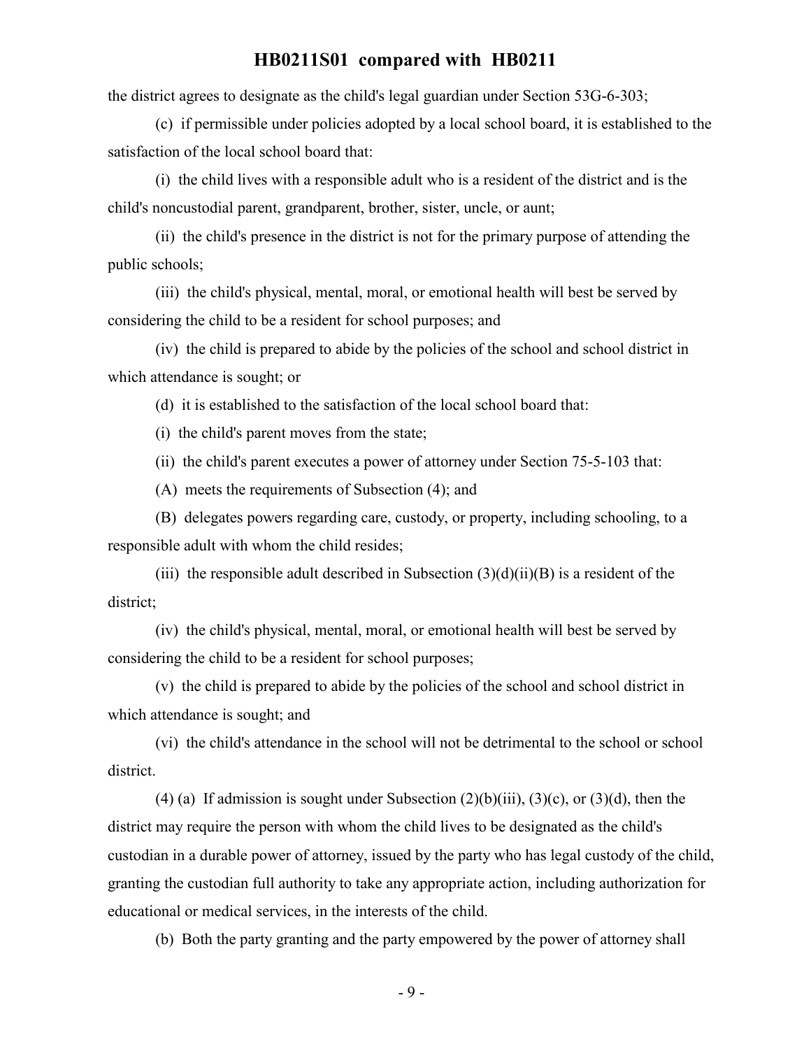the district agrees to designate as the child's legal guardian under Section 53G-6-303;

(c) if permissible under policies adopted by a local school board, it is established to the satisfaction of the local school board that:

(i) the child lives with a responsible adult who is a resident of the district and is the child's noncustodial parent, grandparent, brother, sister, uncle, or aunt;

(ii) the child's presence in the district is not for the primary purpose of attending the public schools;

(iii) the child's physical, mental, moral, or emotional health will best be served by considering the child to be a resident for school purposes; and

(iv) the child is prepared to abide by the policies of the school and school district in which attendance is sought; or

(d) it is established to the satisfaction of the local school board that:

(i) the child's parent moves from the state;

(ii) the child's parent executes a power of attorney under Section 75-5-103 that:

(A) meets the requirements of Subsection (4); and

(B) delegates powers regarding care, custody, or property, including schooling, to a responsible adult with whom the child resides;

(iii) the responsible adult described in Subsection (3)(d)(ii)(B) is a resident of the district;

(iv) the child's physical, mental, moral, or emotional health will best be served by considering the child to be a resident for school purposes;

(v) the child is prepared to abide by the policies of the school and school district in which attendance is sought; and

(vi) the child's attendance in the school will not be detrimental to the school or school district.

(4) (a) If admission is sought under Subsection (2)(b)(iii), (3)(c), or (3)(d), then the district may require the person with whom the child lives to be designated as the child's custodian in a durable power of attorney, issued by the party who has legal custody of the child, granting the custodian full authority to take any appropriate action, including authorization for educational or medical services, in the interests of the child.

(b) Both the party granting and the party empowered by the power of attorney shall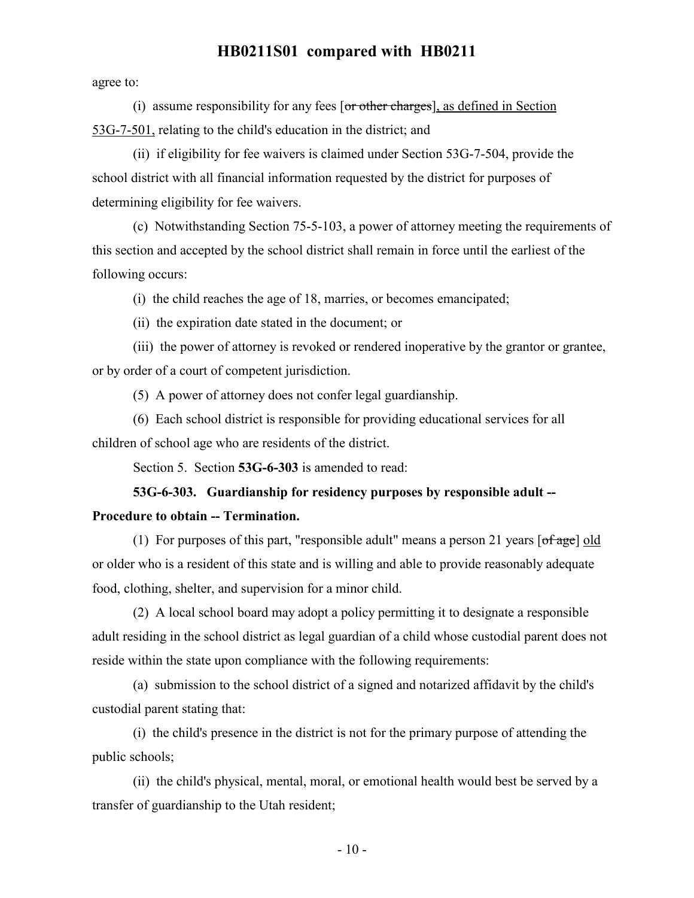agree to:

(i) assume responsibility for any fees [~~or other charges~~], as defined in Section 53G-7-501, relating to the child's education in the district; and

(ii) if eligibility for fee waivers is claimed under Section 53G-7-504, provide the school district with all financial information requested by the district for purposes of determining eligibility for fee waivers.

(c) Notwithstanding Section 75-5-103, a power of attorney meeting the requirements of this section and accepted by the school district shall remain in force until the earliest of the following occurs:

(i) the child reaches the age of 18, marries, or becomes emancipated;

(ii) the expiration date stated in the document; or

(iii) the power of attorney is revoked or rendered inoperative by the grantor or grantee, or by order of a court of competent jurisdiction.

(5) A power of attorney does not confer legal guardianship.

(6) Each school district is responsible for providing educational services for all children of school age who are residents of the district.

Section 5. Section **53G-6-303** is amended to read:

**53G-6-303. Guardianship for residency purposes by responsible adult -- Procedure to obtain -- Termination.**

(1) For purposes of this part, "responsible adult" means a person 21 years [~~of age~~] old or older who is a resident of this state and is willing and able to provide reasonably adequate food, clothing, shelter, and supervision for a minor child.

(2) A local school board may adopt a policy permitting it to designate a responsible adult residing in the school district as legal guardian of a child whose custodial parent does not reside within the state upon compliance with the following requirements:

(a) submission to the school district of a signed and notarized affidavit by the child's custodial parent stating that:

(i) the child's presence in the district is not for the primary purpose of attending the public schools;

(ii) the child's physical, mental, moral, or emotional health would best be served by a transfer of guardianship to the Utah resident;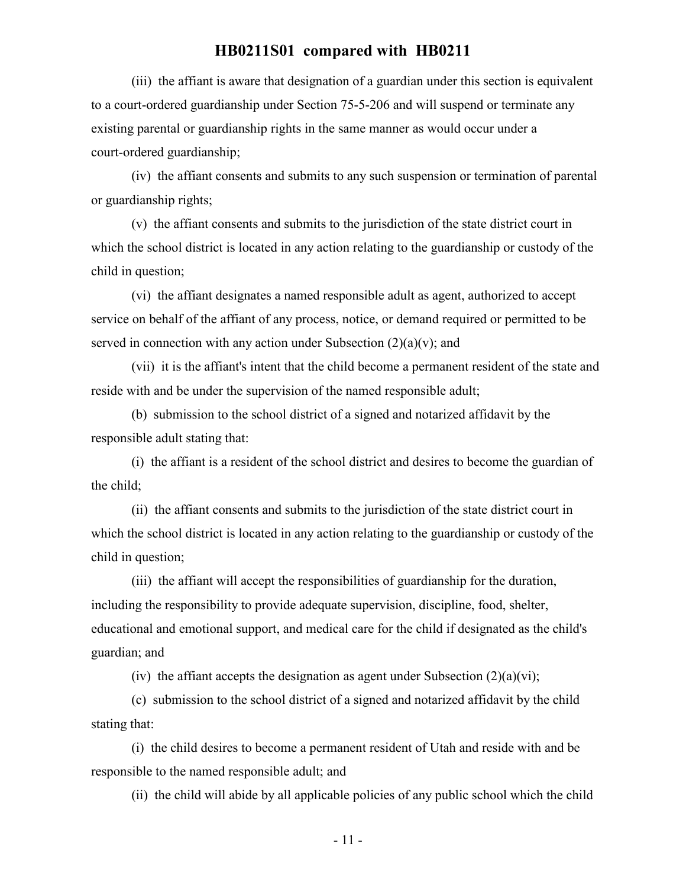(iii) the affiant is aware that designation of a guardian under this section is equivalent to a court-ordered guardianship under Section 75-5-206 and will suspend or terminate any existing parental or guardianship rights in the same manner as would occur under a court-ordered guardianship;

(iv) the affiant consents and submits to any such suspension or termination of parental or guardianship rights;

(v) the affiant consents and submits to the jurisdiction of the state district court in which the school district is located in any action relating to the guardianship or custody of the child in question;

(vi) the affiant designates a named responsible adult as agent, authorized to accept service on behalf of the affiant of any process, notice, or demand required or permitted to be served in connection with any action under Subsection (2)(a)(v); and

(vii) it is the affiant's intent that the child become a permanent resident of the state and reside with and be under the supervision of the named responsible adult;

(b) submission to the school district of a signed and notarized affidavit by the responsible adult stating that:

(i) the affiant is a resident of the school district and desires to become the guardian of the child;

(ii) the affiant consents and submits to the jurisdiction of the state district court in which the school district is located in any action relating to the guardianship or custody of the child in question;

(iii) the affiant will accept the responsibilities of guardianship for the duration, including the responsibility to provide adequate supervision, discipline, food, shelter, educational and emotional support, and medical care for the child if designated as the child's guardian; and

(iv) the affiant accepts the designation as agent under Subsection (2)(a)(vi);

(c) submission to the school district of a signed and notarized affidavit by the child stating that:

(i) the child desires to become a permanent resident of Utah and reside with and be responsible to the named responsible adult; and

(ii) the child will abide by all applicable policies of any public school which the child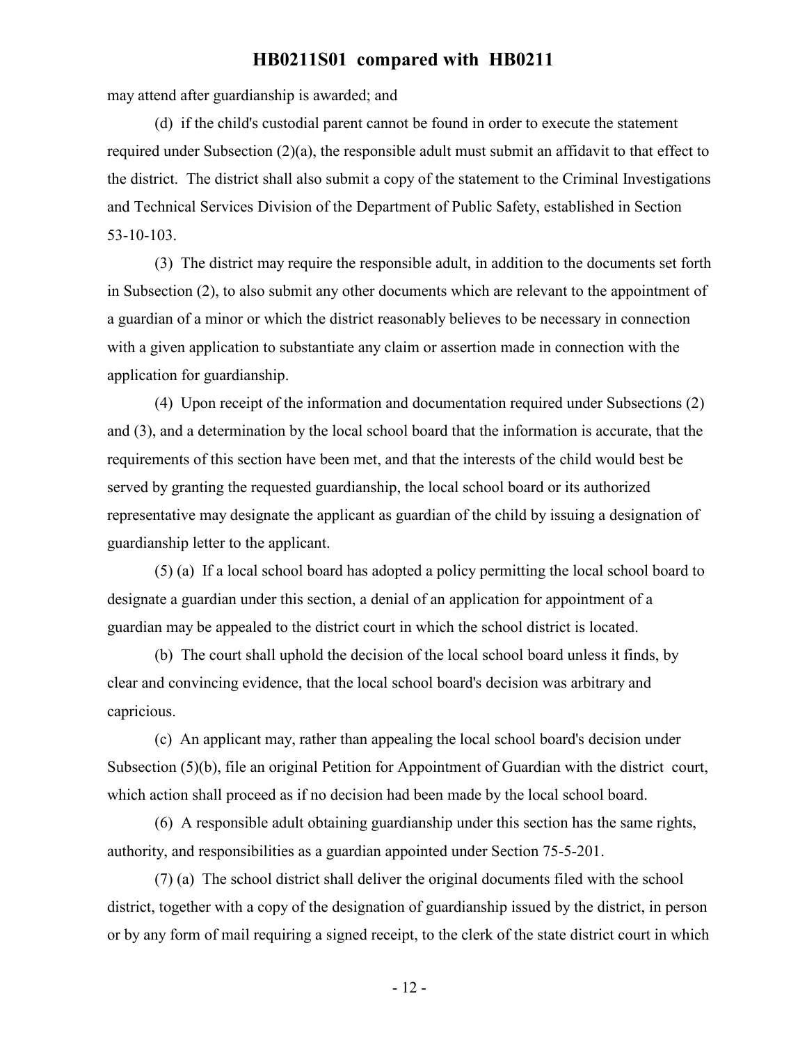may attend after guardianship is awarded; and

(d) if the child's custodial parent cannot be found in order to execute the statement required under Subsection (2)(a), the responsible adult must submit an affidavit to that effect to the district. The district shall also submit a copy of the statement to the Criminal Investigations and Technical Services Division of the Department of Public Safety, established in Section 53-10-103.

(3) The district may require the responsible adult, in addition to the documents set forth in Subsection (2), to also submit any other documents which are relevant to the appointment of a guardian of a minor or which the district reasonably believes to be necessary in connection with a given application to substantiate any claim or assertion made in connection with the application for guardianship.

(4) Upon receipt of the information and documentation required under Subsections (2) and (3), and a determination by the local school board that the information is accurate, that the requirements of this section have been met, and that the interests of the child would best be served by granting the requested guardianship, the local school board or its authorized representative may designate the applicant as guardian of the child by issuing a designation of guardianship letter to the applicant.

(5) (a) If a local school board has adopted a policy permitting the local school board to designate a guardian under this section, a denial of an application for appointment of a guardian may be appealed to the district court in which the school district is located.

(b) The court shall uphold the decision of the local school board unless it finds, by clear and convincing evidence, that the local school board's decision was arbitrary and capricious.

(c) An applicant may, rather than appealing the local school board's decision under Subsection (5)(b), file an original Petition for Appointment of Guardian with the district court, which action shall proceed as if no decision had been made by the local school board.

(6) A responsible adult obtaining guardianship under this section has the same rights, authority, and responsibilities as a guardian appointed under Section 75-5-201.

(7) (a) The school district shall deliver the original documents filed with the school district, together with a copy of the designation of guardianship issued by the district, in person or by any form of mail requiring a signed receipt, to the clerk of the state district court in which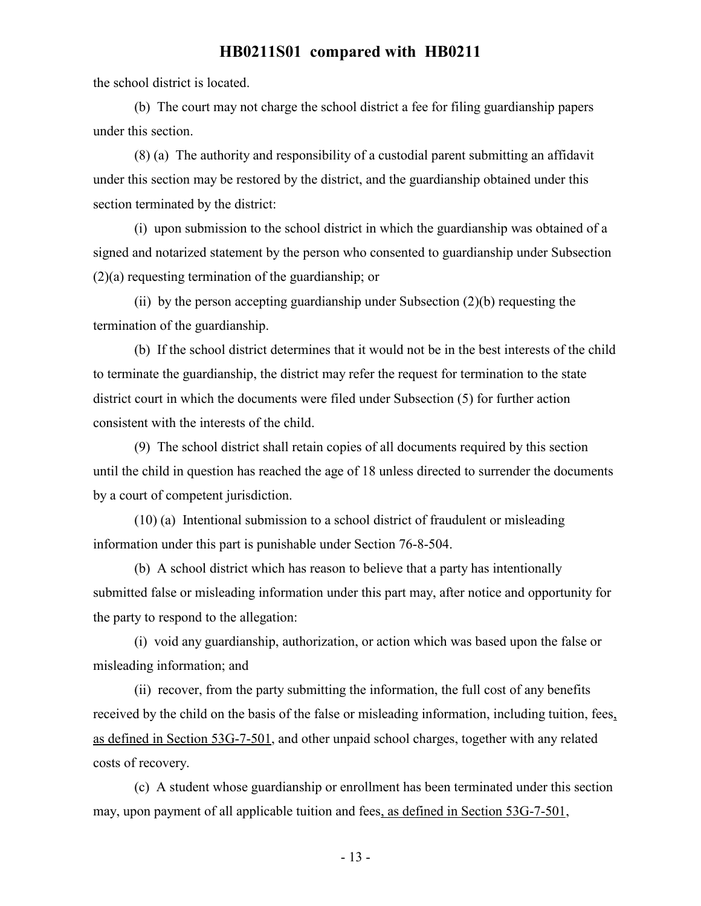the school district is located.

(b) The court may not charge the school district a fee for filing guardianship papers under this section.

(8) (a) The authority and responsibility of a custodial parent submitting an affidavit under this section may be restored by the district, and the guardianship obtained under this section terminated by the district:

(i) upon submission to the school district in which the guardianship was obtained of a signed and notarized statement by the person who consented to guardianship under Subsection (2)(a) requesting termination of the guardianship; or

(ii) by the person accepting guardianship under Subsection (2)(b) requesting the termination of the guardianship.

(b) If the school district determines that it would not be in the best interests of the child to terminate the guardianship, the district may refer the request for termination to the state district court in which the documents were filed under Subsection (5) for further action consistent with the interests of the child.

(9) The school district shall retain copies of all documents required by this section until the child in question has reached the age of 18 unless directed to surrender the documents by a court of competent jurisdiction.

(10) (a) Intentional submission to a school district of fraudulent or misleading information under this part is punishable under Section 76-8-504.

(b) A school district which has reason to believe that a party has intentionally submitted false or misleading information under this part may, after notice and opportunity for the party to respond to the allegation:

(i) void any guardianship, authorization, or action which was based upon the false or misleading information; and

(ii) recover, from the party submitting the information, the full cost of any benefits received by the child on the basis of the false or misleading information, including tuition, fees, as defined in Section 53G-7-501, and other unpaid school charges, together with any related costs of recovery.

(c) A student whose guardianship or enrollment has been terminated under this section may, upon payment of all applicable tuition and fees, as defined in Section 53G-7-501,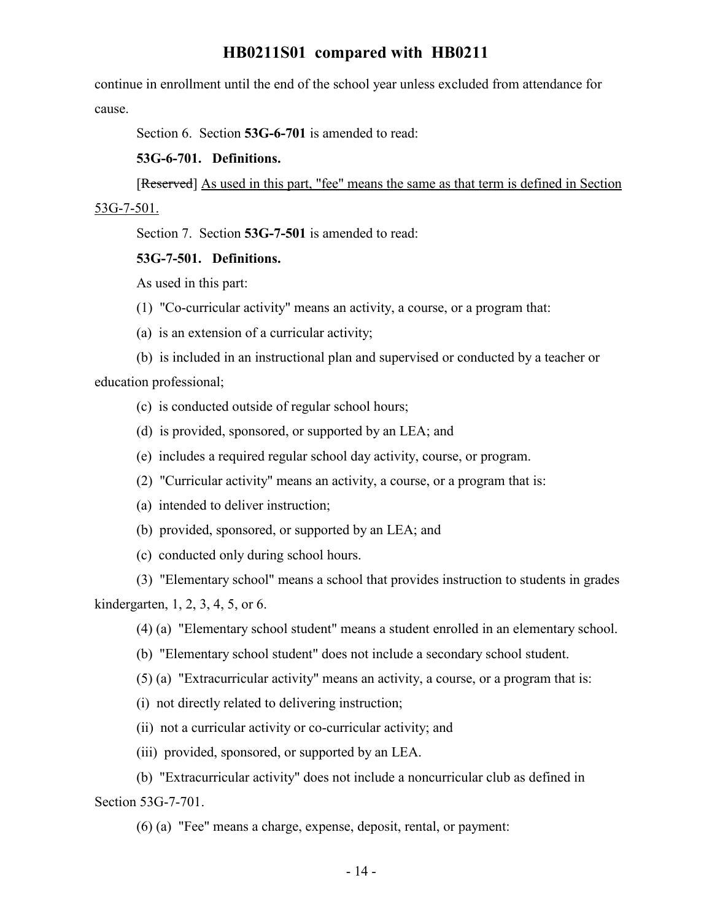continue in enrollment until the end of the school year unless excluded from attendance for cause.

Section 6. Section **53G-6-701** is amended to read:

**53G-6-701. Definitions.**

[~~Reserved~~] As used in this part, "fee" means the same as that term is defined in Section 53G-7-501.

Section 7. Section **53G-7-501** is amended to read:

**53G-7-501. Definitions.**

As used in this part:

(1) "Co-curricular activity" means an activity, a course, or a program that:

(a) is an extension of a curricular activity;

(b) is included in an instructional plan and supervised or conducted by a teacher or education professional;

(c) is conducted outside of regular school hours;

(d) is provided, sponsored, or supported by an LEA; and

(e) includes a required regular school day activity, course, or program.

(2) "Curricular activity" means an activity, a course, or a program that is:

(a) intended to deliver instruction;

(b) provided, sponsored, or supported by an LEA; and

(c) conducted only during school hours.

(3) "Elementary school" means a school that provides instruction to students in grades kindergarten, 1, 2, 3, 4, 5, or 6.

(4) (a) "Elementary school student" means a student enrolled in an elementary school.

(b) "Elementary school student" does not include a secondary school student.

(5) (a) "Extracurricular activity" means an activity, a course, or a program that is:

(i) not directly related to delivering instruction;

(ii) not a curricular activity or co-curricular activity; and

(iii) provided, sponsored, or supported by an LEA.

(b) "Extracurricular activity" does not include a noncurricular club as defined in Section 53G-7-701.

(6) (a) "Fee" means a charge, expense, deposit, rental, or payment: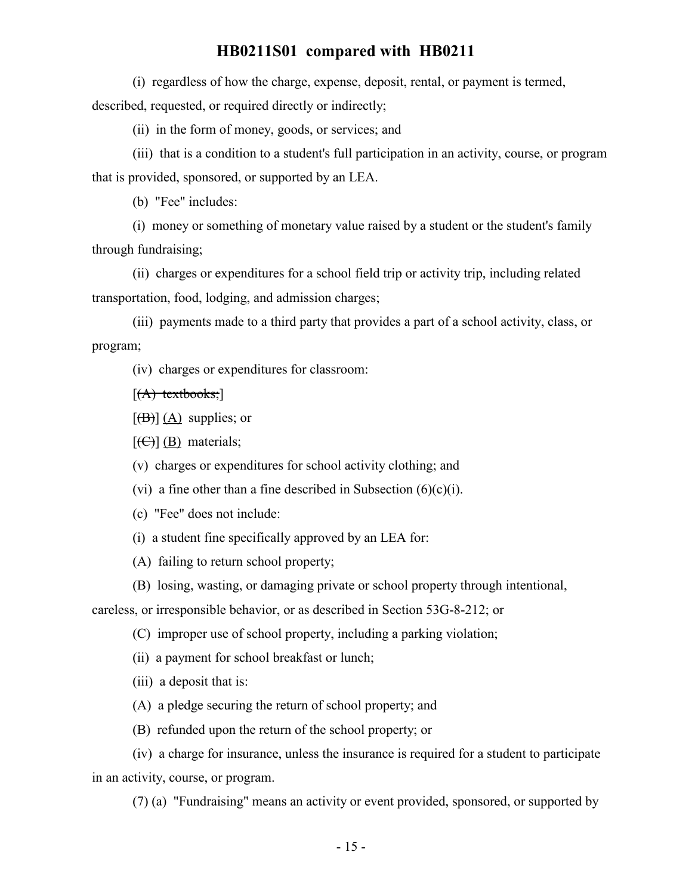(i) regardless of how the charge, expense, deposit, rental, or payment is termed, described, requested, or required directly or indirectly;

(ii) in the form of money, goods, or services; and

(iii) that is a condition to a student's full participation in an activity, course, or program that is provided, sponsored, or supported by an LEA.

(b) "Fee" includes:

(i) money or something of monetary value raised by a student or the student's family through fundraising;

(ii) charges or expenditures for a school field trip or activity trip, including related transportation, food, lodging, and admission charges;

(iii) payments made to a third party that provides a part of a school activity, class, or program;

(iv) charges or expenditures for classroom:

[~~(A) textbooks;~~]

[~~(B)~~] (A) supplies; or

[~~(C)~~] (B) materials;

(v) charges or expenditures for school activity clothing; and

(vi) a fine other than a fine described in Subsection (6)(c)(i).

(c) "Fee" does not include:

(i) a student fine specifically approved by an LEA for:

(A) failing to return school property;

(B) losing, wasting, or damaging private or school property through intentional, careless, or irresponsible behavior, or as described in Section 53G-8-212; or

(C) improper use of school property, including a parking violation;

(ii) a payment for school breakfast or lunch;

(iii) a deposit that is:

(A) a pledge securing the return of school property; and

(B) refunded upon the return of the school property; or

(iv) a charge for insurance, unless the insurance is required for a student to participate in an activity, course, or program.

(7) (a) "Fundraising" means an activity or event provided, sponsored, or supported by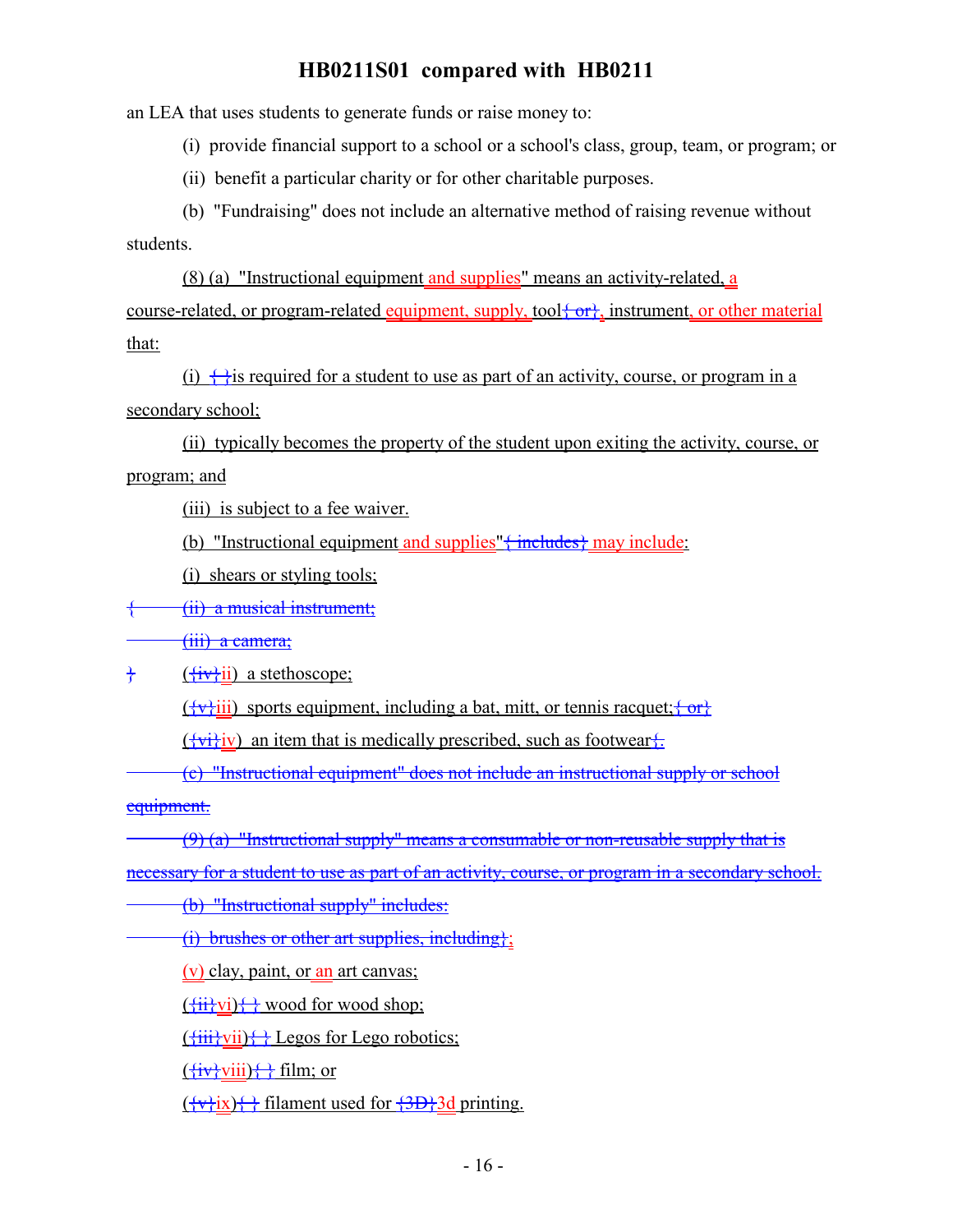an LEA that uses students to generate funds or raise money to:

(i) provide financial support to a school or a school's class, group, team, or program; or

(ii) benefit a particular charity or for other charitable purposes.

(b) "Fundraising" does not include an alternative method of raising revenue without students.

(8) (a) "Instructional equipment and supplies" means an activity-related, a course-related, or program-related equipment, supply, tool{ or}, instrument, or other material that:

(i) { }is required for a student to use as part of an activity, course, or program in a secondary school;

(ii) typically becomes the property of the student upon exiting the activity, course, or program; and

(iii) is subject to a fee waiver.

(b) "Instructional equipment and supplies"{ includes} may include:

(i) shears or styling tools;

{ (ii) a musical instrument;

(iii) a camera;

} ({iv}ii) a stethoscope;

({v}iii) sports equipment, including a bat, mitt, or tennis racquet;{ or}

({vi}iv) an item that is medically prescribed, such as footwear{.

(c) "Instructional equipment" does not include an instructional supply or school equipment.

(9) (a) "Instructional supply" means a consumable or non-reusable supply that is necessary for a student to use as part of an activity, course, or program in a secondary school.

(b) "Instructional supply" includes:

(i) brushes or other art supplies, including};

(v) clay, paint, or an art canvas;

({ii}vi){ } wood for wood shop;

({iii}vii){ } Legos for Lego robotics;

({iv}viii){ } film; or

({v}ix){ } filament used for {3D}3d printing.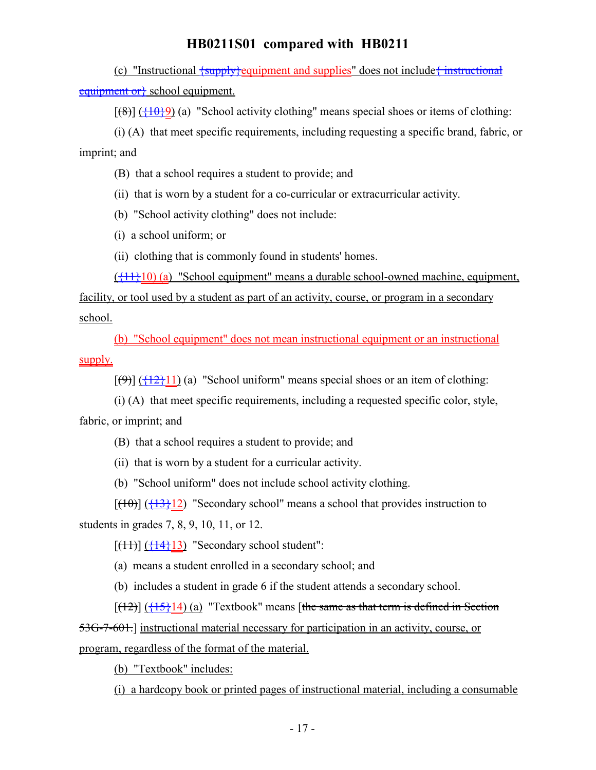(c) "Instructional {supply}equipment and supplies" does not include{ instructional equipment or} school equipment.

[(8)] ({10}9) (a) "School activity clothing" means special shoes or items of clothing:

(i) (A) that meet specific requirements, including requesting a specific brand, fabric, or imprint; and

(B) that a school requires a student to provide; and

(ii) that is worn by a student for a co-curricular or extracurricular activity.

(b) "School activity clothing" does not include:

(i) a school uniform; or

(ii) clothing that is commonly found in students' homes.

({11}10) (a) "School equipment" means a durable school-owned machine, equipment, facility, or tool used by a student as part of an activity, course, or program in a secondary school.

(b) "School equipment" does not mean instructional equipment or an instructional supply.

[(9)] ({12}11) (a) "School uniform" means special shoes or an item of clothing:

(i) (A) that meet specific requirements, including a requested specific color, style, fabric, or imprint; and

(B) that a school requires a student to provide; and

(ii) that is worn by a student for a curricular activity.

(b) "School uniform" does not include school activity clothing.

[(10)] ({13}12) "Secondary school" means a school that provides instruction to students in grades 7, 8, 9, 10, 11, or 12.

[(11)] ({14}13) "Secondary school student":

(a) means a student enrolled in a secondary school; and

(b) includes a student in grade 6 if the student attends a secondary school.

[(12)] ({15}14) (a) "Textbook" means [the same as that term is defined in Section 53G-7-601.] instructional material necessary for participation in an activity, course, or program, regardless of the format of the material.

(b) "Textbook" includes:

(i) a hardcopy book or printed pages of instructional material, including a consumable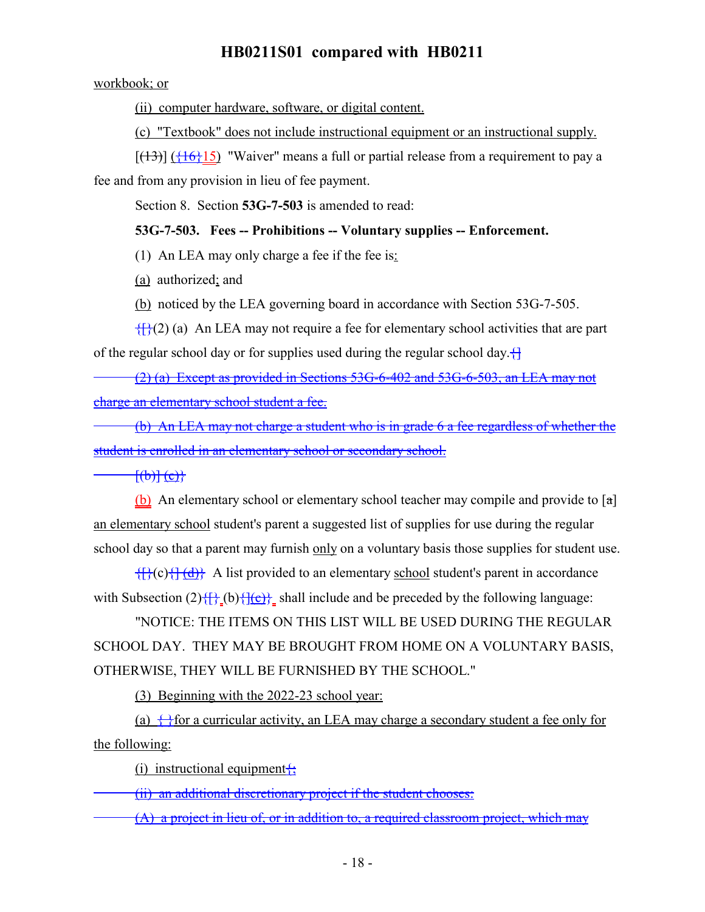workbook; or

(ii) computer hardware, software, or digital content.

(c) "Textbook" does not include instructional equipment or an instructional supply.

[(13)] ({16}15) "Waiver" means a full or partial release from a requirement to pay a fee and from any provision in lieu of fee payment.

Section 8. Section **53G-7-503** is amended to read:

**53G-7-503. Fees -- Prohibitions -- Voluntary supplies -- Enforcement.**

(1) An LEA may only charge a fee if the fee is:

(a) authorized; and

(b) noticed by the LEA governing board in accordance with Section 53G-7-505.

{[}(2) (a) An LEA may not require a fee for elementary school activities that are part of the regular school day or for supplies used during the regular school day.{]}

~~(2) (a) Except as provided in Sections 53G-6-402 and 53G-6-503, an LEA may not charge an elementary school student a fee.~~

~~(b) An LEA may not charge a student who is in grade 6 a fee regardless of whether the student is enrolled in an elementary school or secondary school.~~

~~[(b)] (c)}~~

(b) An elementary school or elementary school teacher may compile and provide to [a] an elementary school student's parent a suggested list of supplies for use during the regular school day so that a parent may furnish only on a voluntary basis those supplies for student use.

{[}(c){] (d)} A list provided to an elementary school student's parent in accordance with Subsection (2){[} (b){](c)} shall include and be preceded by the following language:

"NOTICE: THE ITEMS ON THIS LIST WILL BE USED DURING THE REGULAR SCHOOL DAY. THEY MAY BE BROUGHT FROM HOME ON A VOLUNTARY BASIS, OTHERWISE, THEY WILL BE FURNISHED BY THE SCHOOL."

(3) Beginning with the 2022-23 school year:

(a) { }for a curricular activity, an LEA may charge a secondary student a fee only for the following:

(i) instructional equipment{;

~~(ii) an additional discretionary project if the student chooses:~~

~~(A) a project in lieu of, or in addition to, a required classroom project, which may~~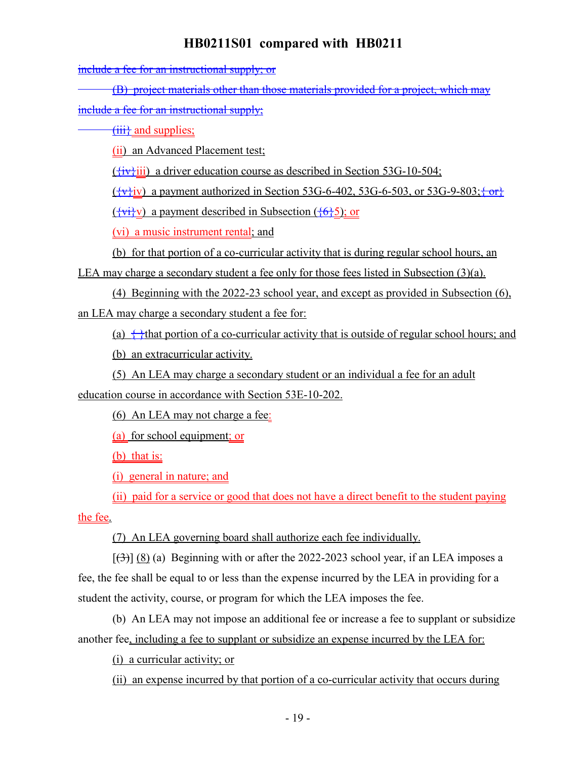include a fee for an instructional supply; or

(B) project materials other than those materials provided for a project, which may include a fee for an instructional supply;

{(iii)} and supplies;

(ii) an Advanced Placement test;

({iv}iii) a driver education course as described in Section 53G-10-504;

({v}iv) a payment authorized in Section 53G-6-402, 53G-6-503, or 53G-9-803;{ or}

({vi}v) a payment described in Subsection ({6}5); or

(vi) a music instrument rental; and

(b) for that portion of a co-curricular activity that is during regular school hours, an LEA may charge a secondary student a fee only for those fees listed in Subsection (3)(a).

(4) Beginning with the 2022-23 school year, and except as provided in Subsection (6), an LEA may charge a secondary student a fee for:

(a) { }that portion of a co-curricular activity that is outside of regular school hours; and

(b) an extracurricular activity.

(5) An LEA may charge a secondary student or an individual a fee for an adult education course in accordance with Section 53E-10-202.

(6) An LEA may not charge a fee:

(a) for school equipment; or

(b) that is:

(i) general in nature; and

(ii) paid for a service or good that does not have a direct benefit to the student paying the fee.

(7) An LEA governing board shall authorize each fee individually.

[(3)] (8) (a) Beginning with or after the 2022-2023 school year, if an LEA imposes a fee, the fee shall be equal to or less than the expense incurred by the LEA in providing for a student the activity, course, or program for which the LEA imposes the fee.

(b) An LEA may not impose an additional fee or increase a fee to supplant or subsidize another fee, including a fee to supplant or subsidize an expense incurred by the LEA for:

(i) a curricular activity; or

(ii) an expense incurred by that portion of a co-curricular activity that occurs during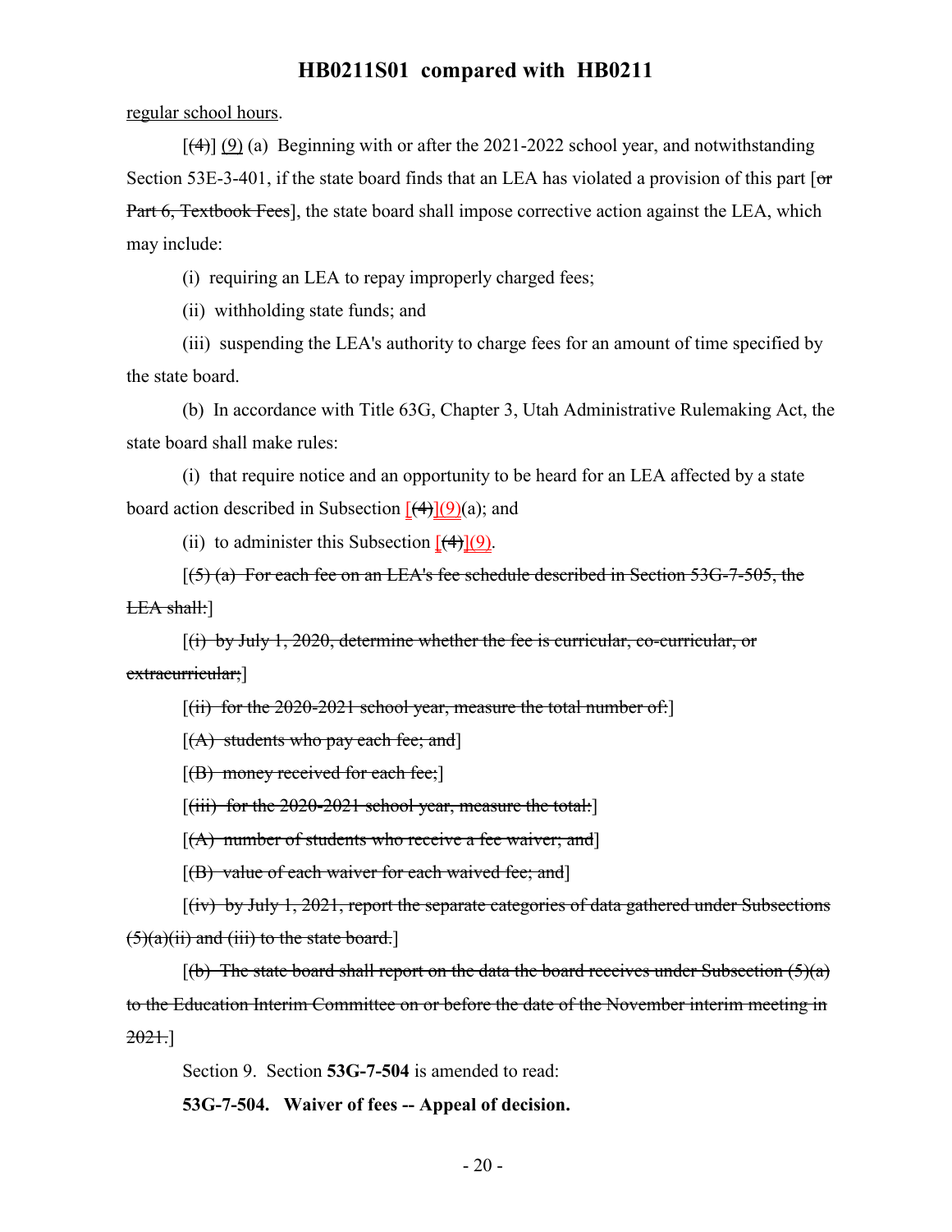regular school hours.

[(4)] (9) (a) Beginning with or after the 2021-2022 school year, and notwithstanding Section 53E-3-401, if the state board finds that an LEA has violated a provision of this part [~~or Part 6, Textbook Fees~~], the state board shall impose corrective action against the LEA, which may include:

(i) requiring an LEA to repay improperly charged fees;

(ii) withholding state funds; and

(iii) suspending the LEA's authority to charge fees for an amount of time specified by the state board.

(b) In accordance with Title 63G, Chapter 3, Utah Administrative Rulemaking Act, the state board shall make rules:

(i) that require notice and an opportunity to be heard for an LEA affected by a state board action described in Subsection [~~(4)~~](9)(a); and

(ii) to administer this Subsection [~~(4)~~](9).

[~~(5) (a) For each fee on an LEA's fee schedule described in Section 53G-7-505, the LEA shall:~~]

[~~(i) by July 1, 2020, determine whether the fee is curricular, co-curricular, or extracurricular;~~]

[~~(ii) for the 2020-2021 school year, measure the total number of:~~]

[~~(A) students who pay each fee; and~~]

[~~(B) money received for each fee;~~]

[~~(iii) for the 2020-2021 school year, measure the total:~~]

[~~(A) number of students who receive a fee waiver; and~~]

[~~(B) value of each waiver for each waived fee; and~~]

[~~(iv) by July 1, 2021, report the separate categories of data gathered under Subsections (5)(a)(ii) and (iii) to the state board.~~]

[~~(b) The state board shall report on the data the board receives under Subsection (5)(a) to the Education Interim Committee on or before the date of the November interim meeting in 2021.~~]

Section 9. Section **53G-7-504** is amended to read:

**53G-7-504. Waiver of fees -- Appeal of decision.**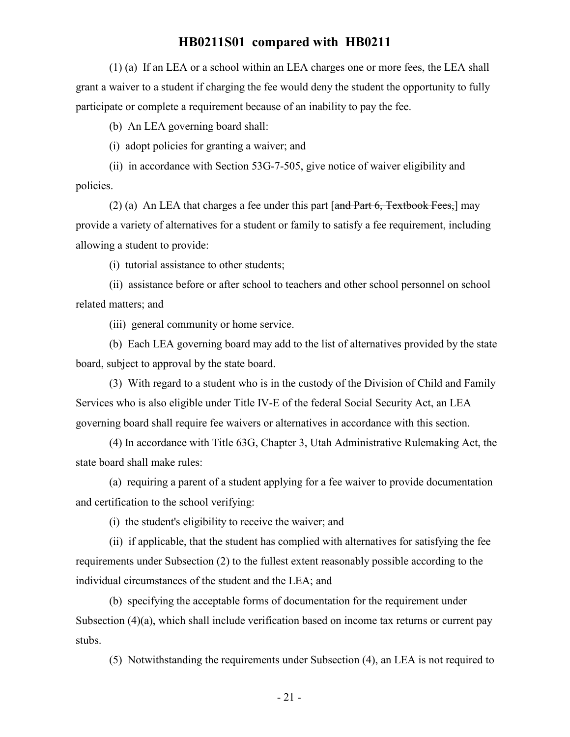(1) (a) If an LEA or a school within an LEA charges one or more fees, the LEA shall grant a waiver to a student if charging the fee would deny the student the opportunity to fully participate or complete a requirement because of an inability to pay the fee.

(b) An LEA governing board shall:

(i) adopt policies for granting a waiver; and

(ii) in accordance with Section 53G-7-505, give notice of waiver eligibility and policies.

(2) (a) An LEA that charges a fee under this part [~~and Part 6, Textbook Fees,~~] may provide a variety of alternatives for a student or family to satisfy a fee requirement, including allowing a student to provide:

(i) tutorial assistance to other students;

(ii) assistance before or after school to teachers and other school personnel on school related matters; and

(iii) general community or home service.

(b) Each LEA governing board may add to the list of alternatives provided by the state board, subject to approval by the state board.

(3) With regard to a student who is in the custody of the Division of Child and Family Services who is also eligible under Title IV-E of the federal Social Security Act, an LEA governing board shall require fee waivers or alternatives in accordance with this section.

(4) In accordance with Title 63G, Chapter 3, Utah Administrative Rulemaking Act, the state board shall make rules:

(a) requiring a parent of a student applying for a fee waiver to provide documentation and certification to the school verifying:

(i) the student's eligibility to receive the waiver; and

(ii) if applicable, that the student has complied with alternatives for satisfying the fee requirements under Subsection (2) to the fullest extent reasonably possible according to the individual circumstances of the student and the LEA; and

(b) specifying the acceptable forms of documentation for the requirement under Subsection (4)(a), which shall include verification based on income tax returns or current pay stubs.

(5) Notwithstanding the requirements under Subsection (4), an LEA is not required to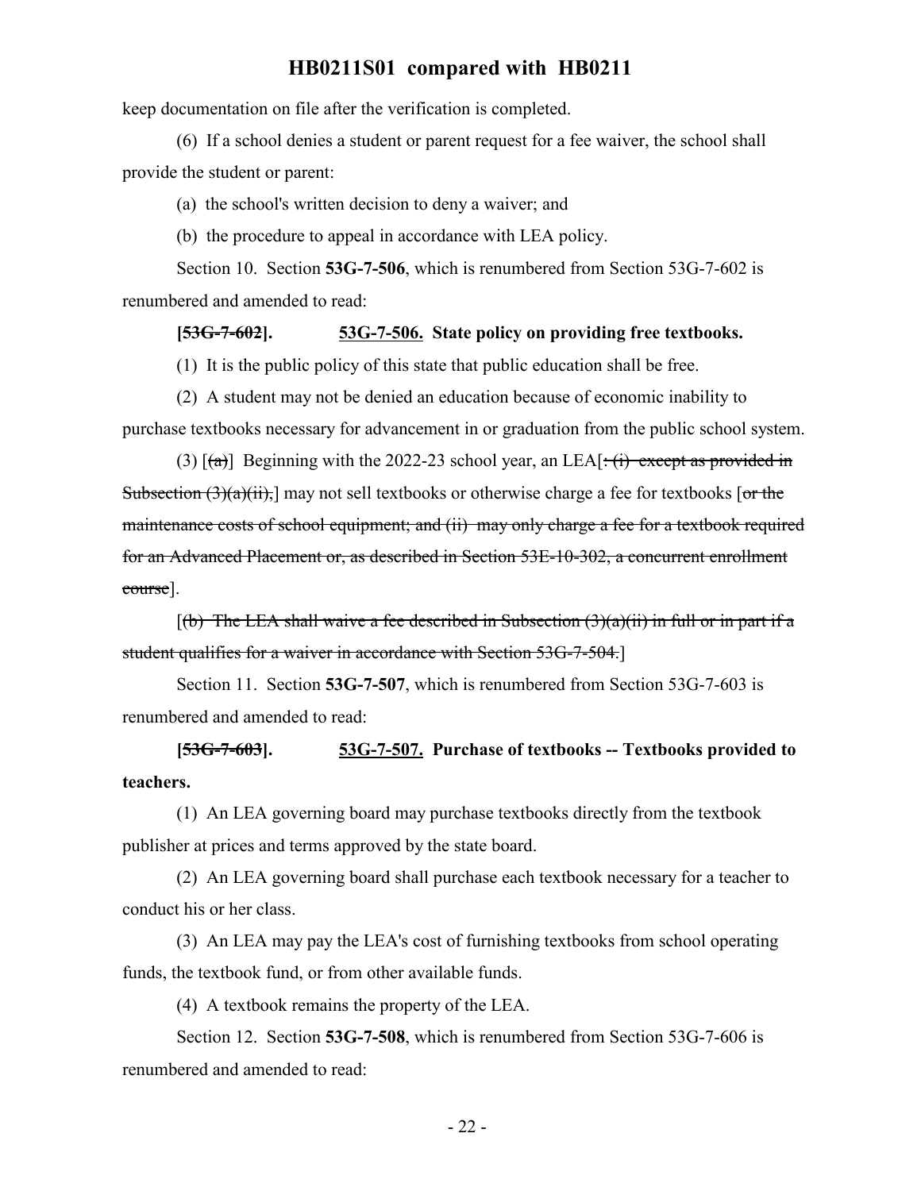keep documentation on file after the verification is completed.

(6) If a school denies a student or parent request for a fee waiver, the school shall provide the student or parent:

(a) the school's written decision to deny a waiver; and

(b) the procedure to appeal in accordance with LEA policy.

Section 10. Section **53G-7-506**, which is renumbered from Section 53G-7-602 is renumbered and amended to read:

**[~~53G-7-602~~]. 53G-7-506. State policy on providing free textbooks.**

(1) It is the public policy of this state that public education shall be free.

(2) A student may not be denied an education because of economic inability to purchase textbooks necessary for advancement in or graduation from the public school system.

(3) [~~(a)~~] Beginning with the 2022-23 school year, an LEA[~~: (i) except as provided in Subsection (3)(a)(ii),~~] may not sell textbooks or otherwise charge a fee for textbooks [~~or the maintenance costs of school equipment; and (ii) may only charge a fee for a textbook required for an Advanced Placement or, as described in Section 53E-10-302, a concurrent enrollment course~~].

[~~(b) The LEA shall waive a fee described in Subsection (3)(a)(ii) in full or in part if a student qualifies for a waiver in accordance with Section 53G-7-504.~~]

Section 11. Section **53G-7-507**, which is renumbered from Section 53G-7-603 is renumbered and amended to read:

**[~~53G-7-603~~]. 53G-7-507. Purchase of textbooks -- Textbooks provided to teachers.**

(1) An LEA governing board may purchase textbooks directly from the textbook publisher at prices and terms approved by the state board.

(2) An LEA governing board shall purchase each textbook necessary for a teacher to conduct his or her class.

(3) An LEA may pay the LEA's cost of furnishing textbooks from school operating funds, the textbook fund, or from other available funds.

(4) A textbook remains the property of the LEA.

Section 12. Section **53G-7-508**, which is renumbered from Section 53G-7-606 is renumbered and amended to read: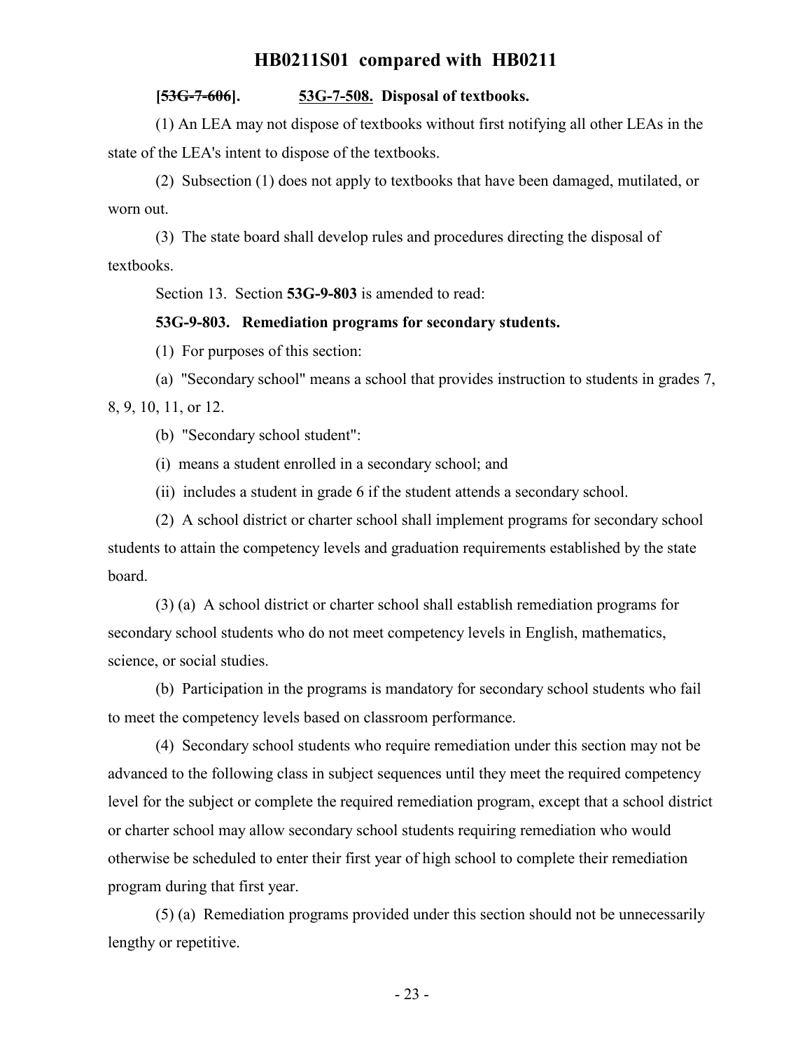**[~~53G-7-606~~]. 53G-7-508. Disposal of textbooks.**

(1) An LEA may not dispose of textbooks without first notifying all other LEAs in the state of the LEA's intent to dispose of the textbooks.

(2) Subsection (1) does not apply to textbooks that have been damaged, mutilated, or worn out.

(3) The state board shall develop rules and procedures directing the disposal of textbooks.

Section 13. Section **53G-9-803** is amended to read:

**53G-9-803. Remediation programs for secondary students.**

(1) For purposes of this section:

(a) "Secondary school" means a school that provides instruction to students in grades 7, 8, 9, 10, 11, or 12.

(b) "Secondary school student":

(i) means a student enrolled in a secondary school; and

(ii) includes a student in grade 6 if the student attends a secondary school.

(2) A school district or charter school shall implement programs for secondary school students to attain the competency levels and graduation requirements established by the state board.

(3) (a) A school district or charter school shall establish remediation programs for secondary school students who do not meet competency levels in English, mathematics, science, or social studies.

(b) Participation in the programs is mandatory for secondary school students who fail to meet the competency levels based on classroom performance.

(4) Secondary school students who require remediation under this section may not be advanced to the following class in subject sequences until they meet the required competency level for the subject or complete the required remediation program, except that a school district or charter school may allow secondary school students requiring remediation who would otherwise be scheduled to enter their first year of high school to complete their remediation program during that first year.

(5) (a) Remediation programs provided under this section should not be unnecessarily lengthy or repetitive.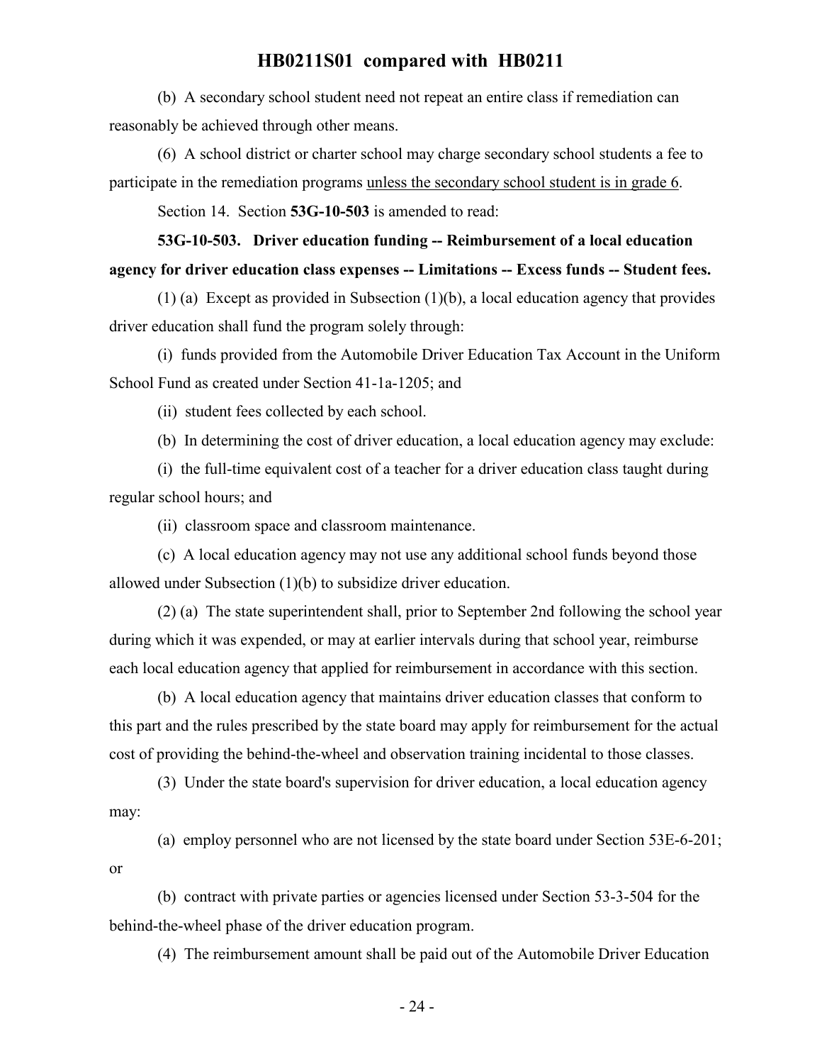(b) A secondary school student need not repeat an entire class if remediation can reasonably be achieved through other means.

(6) A school district or charter school may charge secondary school students a fee to participate in the remediation programs <u>unless the secondary school student is in grade 6</u>.

Section 14. Section **53G-10-503** is amended to read:

**53G-10-503. Driver education funding -- Reimbursement of a local education agency for driver education class expenses -- Limitations -- Excess funds -- Student fees.**

(1) (a) Except as provided in Subsection (1)(b), a local education agency that provides driver education shall fund the program solely through:

(i) funds provided from the Automobile Driver Education Tax Account in the Uniform School Fund as created under Section 41-1a-1205; and

(ii) student fees collected by each school.

(b) In determining the cost of driver education, a local education agency may exclude:

(i) the full-time equivalent cost of a teacher for a driver education class taught during regular school hours; and

(ii) classroom space and classroom maintenance.

(c) A local education agency may not use any additional school funds beyond those allowed under Subsection (1)(b) to subsidize driver education.

(2) (a) The state superintendent shall, prior to September 2nd following the school year during which it was expended, or may at earlier intervals during that school year, reimburse each local education agency that applied for reimbursement in accordance with this section.

(b) A local education agency that maintains driver education classes that conform to this part and the rules prescribed by the state board may apply for reimbursement for the actual cost of providing the behind-the-wheel and observation training incidental to those classes.

(3) Under the state board's supervision for driver education, a local education agency may:

(a) employ personnel who are not licensed by the state board under Section 53E-6-201; or

(b) contract with private parties or agencies licensed under Section 53-3-504 for the behind-the-wheel phase of the driver education program.

(4) The reimbursement amount shall be paid out of the Automobile Driver Education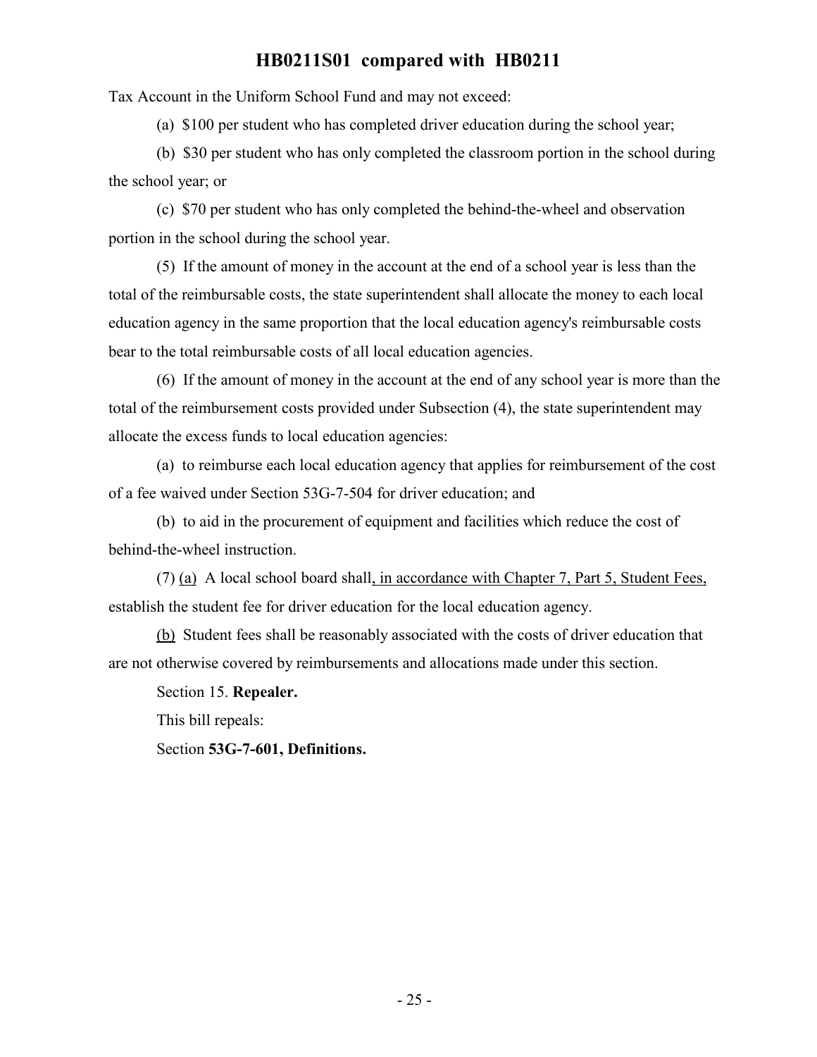Tax Account in the Uniform School Fund and may not exceed:

(a) $100 per student who has completed driver education during the school year;

(b) $30 per student who has only completed the classroom portion in the school during the school year; or

(c) $70 per student who has only completed the behind-the-wheel and observation portion in the school during the school year.

(5) If the amount of money in the account at the end of a school year is less than the total of the reimbursable costs, the state superintendent shall allocate the money to each local education agency in the same proportion that the local education agency's reimbursable costs bear to the total reimbursable costs of all local education agencies.

(6) If the amount of money in the account at the end of any school year is more than the total of the reimbursement costs provided under Subsection (4), the state superintendent may allocate the excess funds to local education agencies:

(a) to reimburse each local education agency that applies for reimbursement of the cost of a fee waived under Section 53G-7-504 for driver education; and

(b) to aid in the procurement of equipment and facilities which reduce the cost of behind-the-wheel instruction.

(7) (a) A local school board shall, in accordance with Chapter 7, Part 5, Student Fees, establish the student fee for driver education for the local education agency.

(b) Student fees shall be reasonably associated with the costs of driver education that are not otherwise covered by reimbursements and allocations made under this section.

Section 15. **Repealer.**

This bill repeals:

Section **53G-7-601, Definitions.**